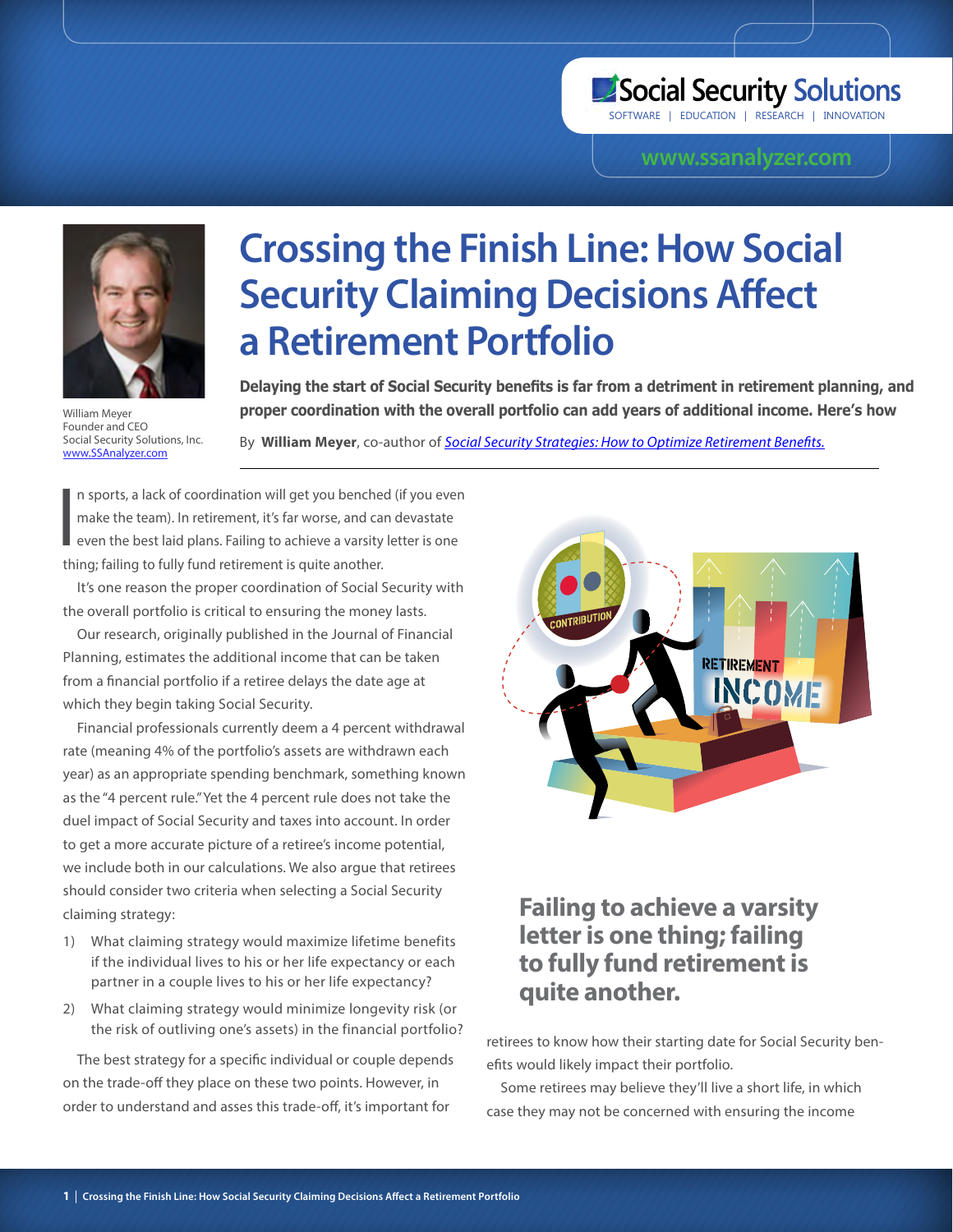Social Security Solutions
SOFTWARE | EDUCATION | RESEARCH | INNOVATION

www.ssanalyzer.com

William Meyer
Founder and CEO
Social Security Solutions, Inc.
www.SSAnalyzer.com

# Crossing the Finish Line: How Social Security Claiming Decisions Affect a Retirement Portfolio

**Delaying the start of Social Security benefits is far from a detriment in retirement planning, and proper coordination with the overall portfolio can add years of additional income. Here's how**

By **William Meyer**, co-author of *Social Security Strategies: How to Optimize Retirement Benefits.*

In sports, a lack of coordination will get you benched (if you even make the team). In retirement, it's far worse, and can devastate even the best laid plans. Failing to achieve a varsity letter is one thing; failing to fully fund retirement is quite another.

It's one reason the proper coordination of Social Security with the overall portfolio is critical to ensuring the money lasts.

Our research, originally published in the Journal of Financial Planning, estimates the additional income that can be taken from a financial portfolio if a retiree delays the date age at which they begin taking Social Security.

Financial professionals currently deem a 4 percent withdrawal rate (meaning 4% of the portfolio's assets are withdrawn each year) as an appropriate spending benchmark, something known as the "4 percent rule." Yet the 4 percent rule does not take the duel impact of Social Security and taxes into account. In order to get a more accurate picture of a retiree's income potential, we include both in our calculations. We also argue that retirees should consider two criteria when selecting a Social Security claiming strategy:

1) What claiming strategy would maximize lifetime benefits if the individual lives to his or her life expectancy or each partner in a couple lives to his or her life expectancy?
2) What claiming strategy would minimize longevity risk (or the risk of outliving one's assets) in the financial portfolio?

The best strategy for a specific individual or couple depends on the trade-off they place on these two points. However, in order to understand and asses this trade-off, it's important for retirees to know how their starting date for Social Security benefits would likely impact their portfolio.

**Failing to achieve a varsity letter is one thing; failing to fully fund retirement is quite another.**

Some retirees may believe they'll live a short life, in which case they may not be concerned with ensuring the income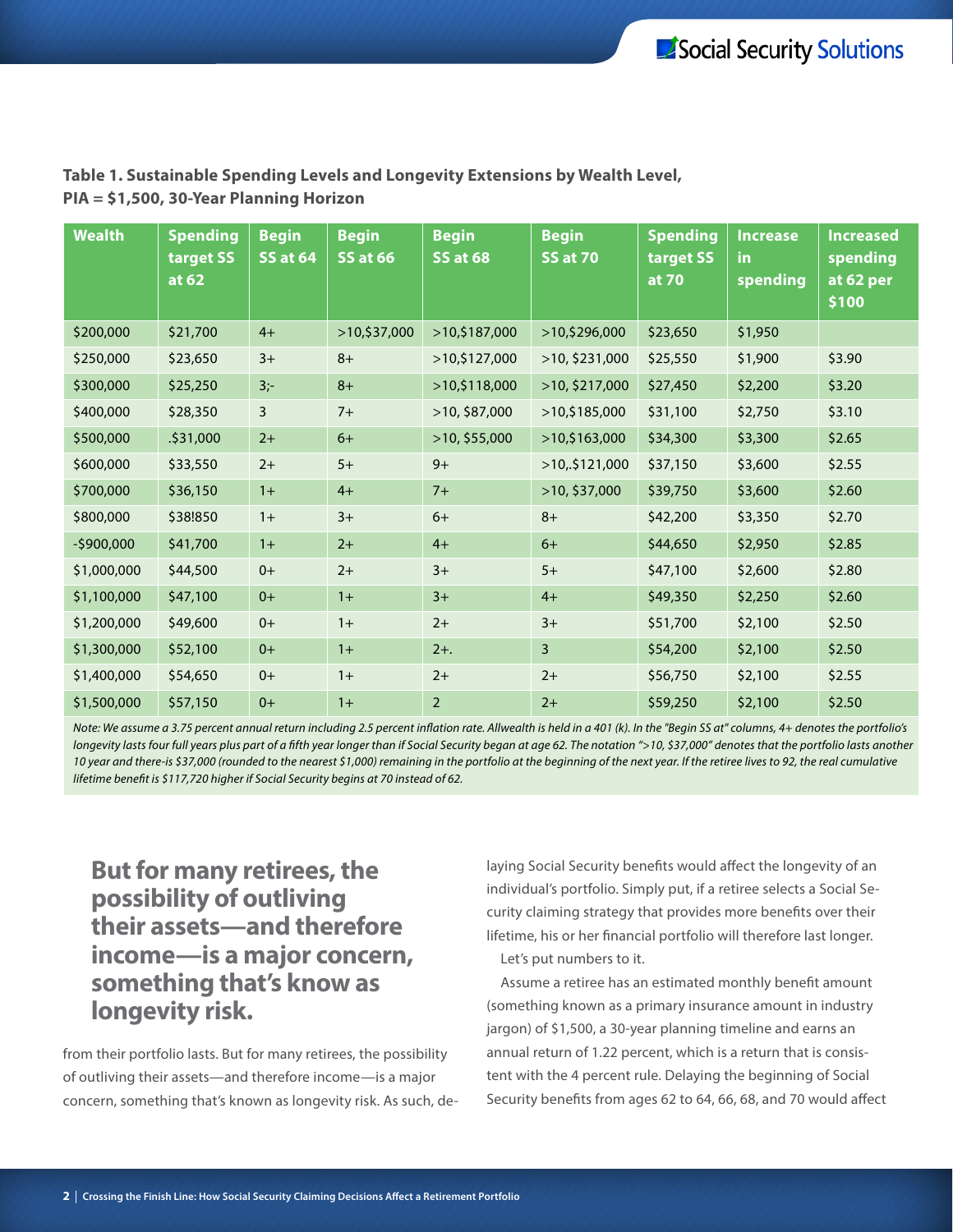**Table 1. Sustainable Spending Levels and Longevity Extensions by Wealth Level, PIA = $1,500, 30-Year Planning Horizon**

| Wealth | Spending target SS at 62 | Begin SS at 64 | Begin SS at 66 | Begin SS at 68 | Begin SS at 70 | Spending target SS at 70 | Increase in spending | Increased spending at 62 per $100 |
|---|---|---|---|---|---|---|---|---|
| $200,000 | $21,700 | 4+ | >10,$37,000 | >10,$187,000 | >10,$296,000 | $23,650 | $1,950 | |
| $250,000 | $23,650 | 3+ | 8+ | >10,$127,000 | >10, $231,000 | $25,550 | $1,900 | $3.90 |
| $300,000 | $25,250 | 3;- | 8+ | >10,$118,000 | >10, $217,000 | $27,450 | $2,200 | $3.20 |
| $400,000 | $28,350 | 3 | 7+ | >10, $87,000 | >10,$185,000 | $31,100 | $2,750 | $3.10 |
| $500,000 | .$31,000 | 2+ | 6+ | >10, $55,000 | >10,$163,000 | $34,300 | $3,300 | $2.65 |
| $600,000 | $33,550 | 2+ | 5+ | 9+ | >10,.$121,000 | $37,150 | $3,600 | $2.55 |
| $700,000 | $36,150 | 1+ | 4+ | 7+ | >10, $37,000 | $39,750 | $3,600 | $2.60 |
| $800,000 | $38!850 | 1+ | 3+ | 6+ | 8+ | $42,200 | $3,350 | $2.70 |
| -$900,000 | $41,700 | 1+ | 2+ | 4+ | 6+ | $44,650 | $2,950 | $2.85 |
| $1,000,000 | $44,500 | 0+ | 2+ | 3+ | 5+ | $47,100 | $2,600 | $2.80 |
| $1,100,000 | $47,100 | 0+ | 1+ | 3+ | 4+ | $49,350 | $2,250 | $2.60 |
| $1,200,000 | $49,600 | 0+ | 1+ | 2+ | 3+ | $51,700 | $2,100 | $2.50 |
| $1,300,000 | $52,100 | 0+ | 1+ | 2+. | 3 | $54,200 | $2,100 | $2.50 |
| $1,400,000 | $54,650 | 0+ | 1+ | 2+ | 2+ | $56,750 | $2,100 | $2.55 |
| $1,500,000 | $57,150 | 0+ | 1+ | 2 | 2+ | $59,250 | $2,100 | $2.50 |

*Note: We assume a 3.75 percent annual return including 2.5 percent inflation rate. Allwealth is held in a 401 (k). In the "Begin SS at" columns, 4+ denotes the portfolio's longevity lasts four full years plus part of a fifth year longer than if Social Security began at age 62. The notation ">10, $37,000" denotes that the portfolio lasts another 10 year and there-is $37,000 (rounded to the nearest $1,000) remaining in the portfolio at the beginning of the next year. If the retiree lives to 92, the real cumulative lifetime benefit is $117,720 higher if Social Security begins at 70 instead of 62.*

> **But for many retirees, the possibility of outliving their assets—and therefore income—is a major concern, something that's know as longevity risk.**

from their portfolio lasts. But for many retirees, the possibility of outliving their assets—and therefore income—is a major concern, something that's known as longevity risk. As such, delaying Social Security benefits would affect the longevity of an individual's portfolio. Simply put, if a retiree selects a Social Security claiming strategy that provides more benefits over their lifetime, his or her financial portfolio will therefore last longer.

Let's put numbers to it.

Assume a retiree has an estimated monthly benefit amount (something known as a primary insurance amount in industry jargon) of $1,500, a 30-year planning timeline and earns an annual return of 1.22 percent, which is a return that is consistent with the 4 percent rule. Delaying the beginning of Social Security benefits from ages 62 to 64, 66, 68, and 70 would affect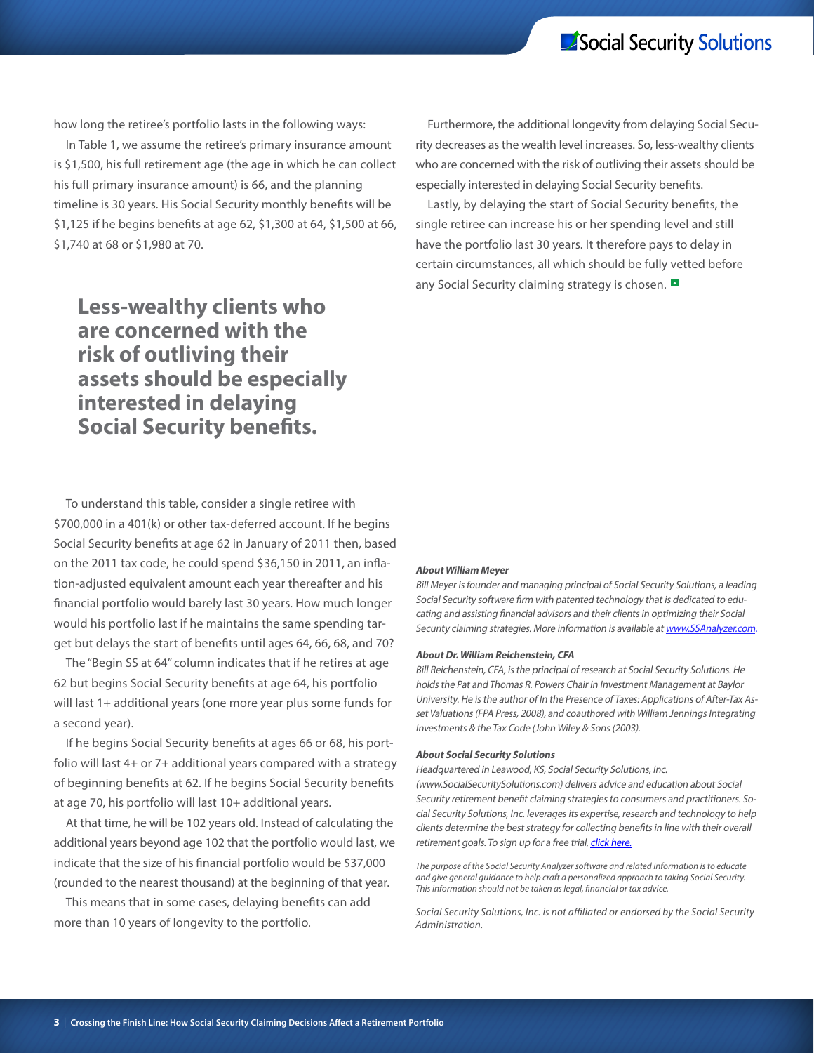how long the retiree's portfolio lasts in the following ways:

In Table 1, we assume the retiree's primary insurance amount is $1,500, his full retirement age (the age in which he can collect his full primary insurance amount) is 66, and the planning timeline is 30 years. His Social Security monthly benefits will be $1,125 if he begins benefits at age 62, $1,300 at 64, $1,500 at 66, $1,740 at 68 or $1,980 at 70.

**Less-wealthy clients who are concerned with the risk of outliving their assets should be especially interested in delaying Social Security benefits.**

To understand this table, consider a single retiree with $700,000 in a 401(k) or other tax-deferred account. If he begins Social Security benefits at age 62 in January of 2011 then, based on the 2011 tax code, he could spend $36,150 in 2011, an inflation-adjusted equivalent amount each year thereafter and his financial portfolio would barely last 30 years. How much longer would his portfolio last if he maintains the same spending target but delays the start of benefits until ages 64, 66, 68, and 70?

The "Begin SS at 64" column indicates that if he retires at age 62 but begins Social Security benefits at age 64, his portfolio will last 1+ additional years (one more year plus some funds for a second year).

If he begins Social Security benefits at ages 66 or 68, his portfolio will last 4+ or 7+ additional years compared with a strategy of beginning benefits at 62. If he begins Social Security benefits at age 70, his portfolio will last 10+ additional years.

At that time, he will be 102 years old. Instead of calculating the additional years beyond age 102 that the portfolio would last, we indicate that the size of his financial portfolio would be $37,000 (rounded to the nearest thousand) at the beginning of that year.

This means that in some cases, delaying benefits can add more than 10 years of longevity to the portfolio.

Furthermore, the additional longevity from delaying Social Security decreases as the wealth level increases. So, less-wealthy clients who are concerned with the risk of outliving their assets should be especially interested in delaying Social Security benefits.

Lastly, by delaying the start of Social Security benefits, the single retiree can increase his or her spending level and still have the portfolio last 30 years. It therefore pays to delay in certain circumstances, all which should be fully vetted before any Social Security claiming strategy is chosen.

***About William Meyer***

*Bill Meyer is founder and managing principal of Social Security Solutions, a leading Social Security software firm with patented technology that is dedicated to educating and assisting financial advisors and their clients in optimizing their Social Security claiming strategies. More information is available at www.SSAnalyzer.com.*

***About Dr. William Reichenstein, CFA***

*Bill Reichenstein, CFA, is the principal of research at Social Security Solutions. He holds the Pat and Thomas R. Powers Chair in Investment Management at Baylor University. He is the author of In the Presence of Taxes: Applications of After-Tax Asset Valuations (FPA Press, 2008), and coauthored with William Jennings Integrating Investments & the Tax Code (John Wiley & Sons (2003).*

***About Social Security Solutions***

*Headquartered in Leawood, KS, Social Security Solutions, Inc. (www.SocialSecuritySolutions.com) delivers advice and education about Social Security retirement benefit claiming strategies to consumers and practitioners. Social Security Solutions, Inc. leverages its expertise, research and technology to help clients determine the best strategy for collecting benefits in line with their overall retirement goals. To sign up for a free trial, click here.*

*The purpose of the Social Security Analyzer software and related information is to educate and give general guidance to help craft a personalized approach to taking Social Security. This information should not be taken as legal, financial or tax advice.*

*Social Security Solutions, Inc. is not affiliated or endorsed by the Social Security Administration.*